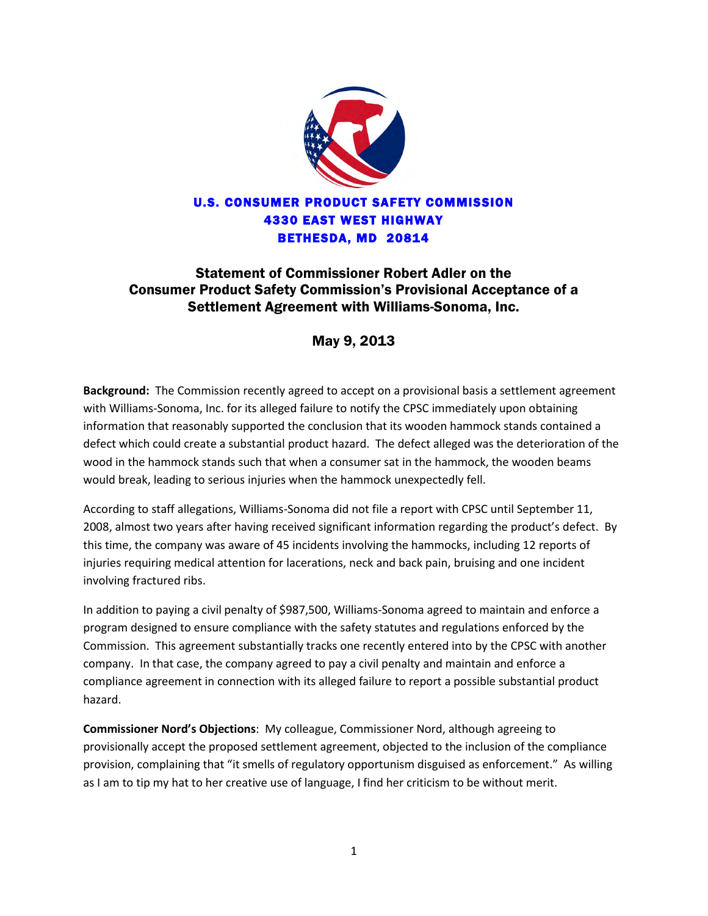**U.S. CONSUMER PRODUCT SAFETY COMMISSION**
**4330 EAST WEST HIGHWAY**
**BETHESDA, MD 20814**

# Statement of Commissioner Robert Adler on the Consumer Product Safety Commission's Provisional Acceptance of a Settlement Agreement with Williams-Sonoma, Inc.

## May 9, 2013

**Background:** The Commission recently agreed to accept on a provisional basis a settlement agreement with Williams-Sonoma, Inc. for its alleged failure to notify the CPSC immediately upon obtaining information that reasonably supported the conclusion that its wooden hammock stands contained a defect which could create a substantial product hazard. The defect alleged was the deterioration of the wood in the hammock stands such that when a consumer sat in the hammock, the wooden beams would break, leading to serious injuries when the hammock unexpectedly fell.

According to staff allegations, Williams-Sonoma did not file a report with CPSC until September 11, 2008, almost two years after having received significant information regarding the product's defect. By this time, the company was aware of 45 incidents involving the hammocks, including 12 reports of injuries requiring medical attention for lacerations, neck and back pain, bruising and one incident involving fractured ribs.

In addition to paying a civil penalty of $987,500, Williams-Sonoma agreed to maintain and enforce a program designed to ensure compliance with the safety statutes and regulations enforced by the Commission. This agreement substantially tracks one recently entered into by the CPSC with another company. In that case, the company agreed to pay a civil penalty and maintain and enforce a compliance agreement in connection with its alleged failure to report a possible substantial product hazard.

**Commissioner Nord's Objections**: My colleague, Commissioner Nord, although agreeing to provisionally accept the proposed settlement agreement, objected to the inclusion of the compliance provision, complaining that "it smells of regulatory opportunism disguised as enforcement." As willing as I am to tip my hat to her creative use of language, I find her criticism to be without merit.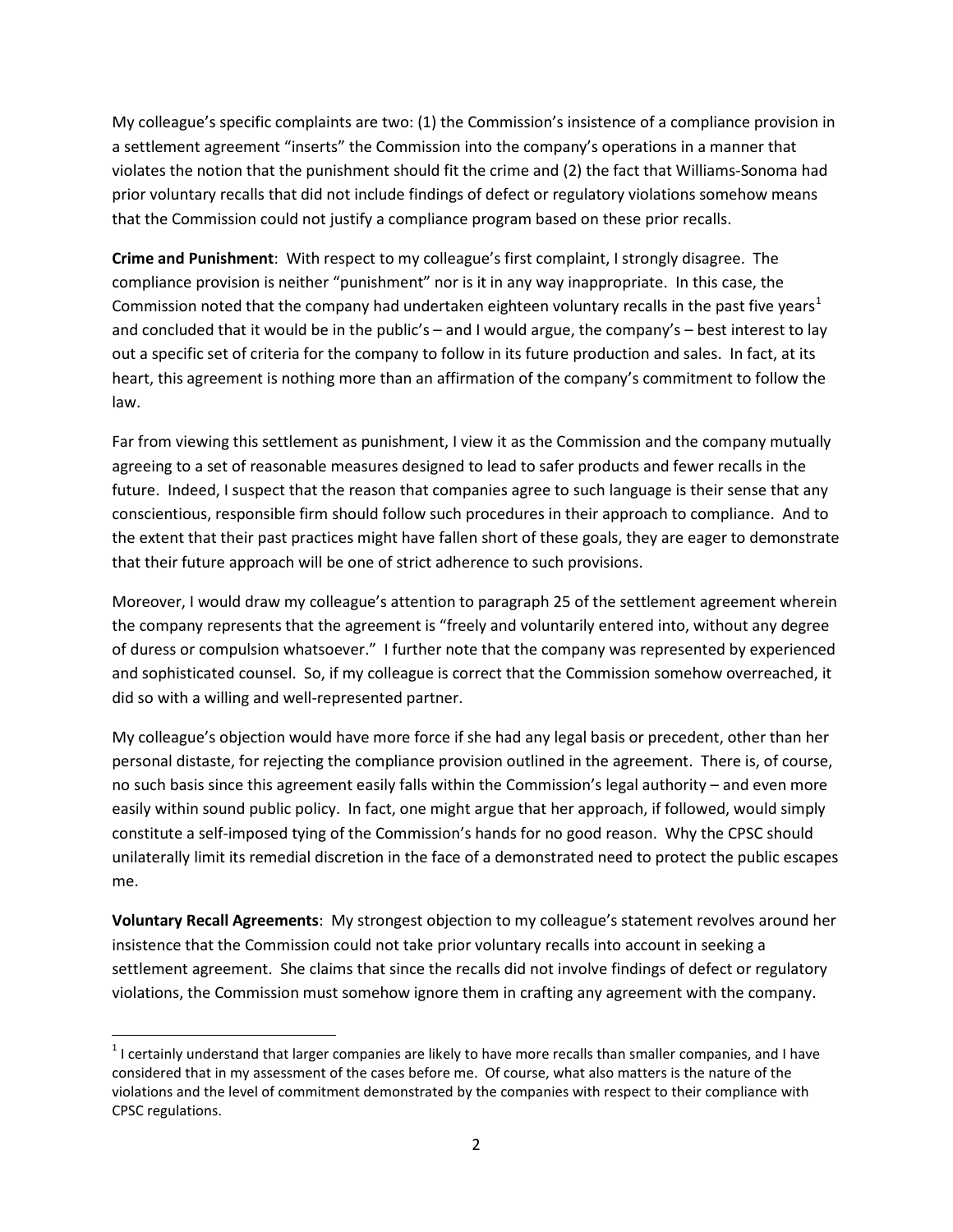My colleague's specific complaints are two: (1) the Commission's insistence of a compliance provision in a settlement agreement "inserts" the Commission into the company's operations in a manner that violates the notion that the punishment should fit the crime and (2) the fact that Williams-Sonoma had prior voluntary recalls that did not include findings of defect or regulatory violations somehow means that the Commission could not justify a compliance program based on these prior recalls.

**Crime and Punishment**: With respect to my colleague's first complaint, I strongly disagree. The compliance provision is neither "punishment" nor is it in any way inappropriate. In this case, the Commission noted that the company had undertaken eighteen voluntary recalls in the past five years[1] and concluded that it would be in the public's – and I would argue, the company's – best interest to lay out a specific set of criteria for the company to follow in its future production and sales. In fact, at its heart, this agreement is nothing more than an affirmation of the company's commitment to follow the law.

Far from viewing this settlement as punishment, I view it as the Commission and the company mutually agreeing to a set of reasonable measures designed to lead to safer products and fewer recalls in the future. Indeed, I suspect that the reason that companies agree to such language is their sense that any conscientious, responsible firm should follow such procedures in their approach to compliance. And to the extent that their past practices might have fallen short of these goals, they are eager to demonstrate that their future approach will be one of strict adherence to such provisions.

Moreover, I would draw my colleague's attention to paragraph 25 of the settlement agreement wherein the company represents that the agreement is "freely and voluntarily entered into, without any degree of duress or compulsion whatsoever." I further note that the company was represented by experienced and sophisticated counsel. So, if my colleague is correct that the Commission somehow overreached, it did so with a willing and well-represented partner.

My colleague's objection would have more force if she had any legal basis or precedent, other than her personal distaste, for rejecting the compliance provision outlined in the agreement. There is, of course, no such basis since this agreement easily falls within the Commission's legal authority – and even more easily within sound public policy. In fact, one might argue that her approach, if followed, would simply constitute a self-imposed tying of the Commission's hands for no good reason. Why the CPSC should unilaterally limit its remedial discretion in the face of a demonstrated need to protect the public escapes me.

**Voluntary Recall Agreements**: My strongest objection to my colleague's statement revolves around her insistence that the Commission could not take prior voluntary recalls into account in seeking a settlement agreement. She claims that since the recalls did not involve findings of defect or regulatory violations, the Commission must somehow ignore them in crafting any agreement with the company.

---

[1] I certainly understand that larger companies are likely to have more recalls than smaller companies, and I have considered that in my assessment of the cases before me. Of course, what also matters is the nature of the violations and the level of commitment demonstrated by the companies with respect to their compliance with CPSC regulations.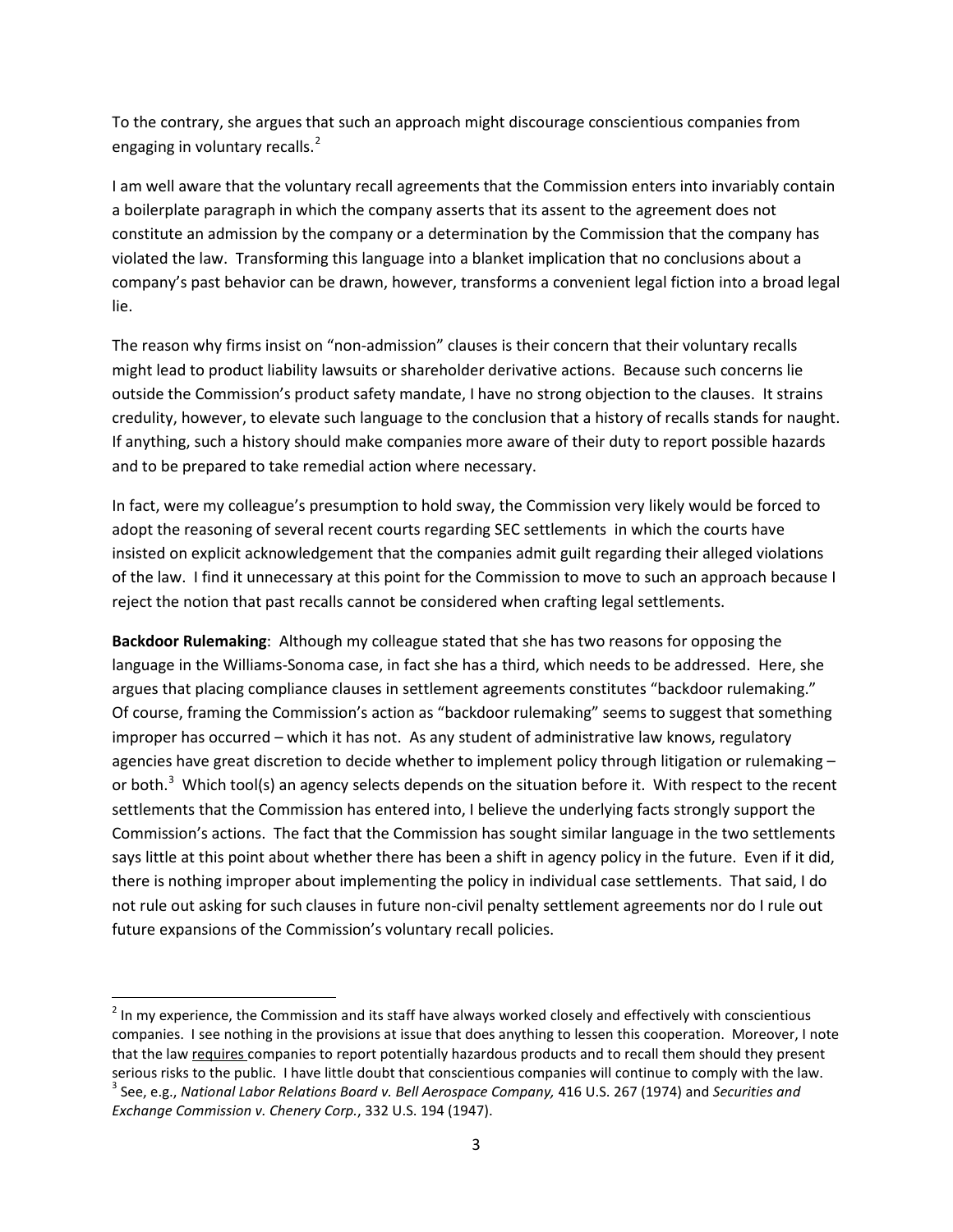To the contrary, she argues that such an approach might discourage conscientious companies from engaging in voluntary recalls.[2]

I am well aware that the voluntary recall agreements that the Commission enters into invariably contain a boilerplate paragraph in which the company asserts that its assent to the agreement does not constitute an admission by the company or a determination by the Commission that the company has violated the law. Transforming this language into a blanket implication that no conclusions about a company's past behavior can be drawn, however, transforms a convenient legal fiction into a broad legal lie.

The reason why firms insist on "non-admission" clauses is their concern that their voluntary recalls might lead to product liability lawsuits or shareholder derivative actions. Because such concerns lie outside the Commission's product safety mandate, I have no strong objection to the clauses. It strains credulity, however, to elevate such language to the conclusion that a history of recalls stands for naught. If anything, such a history should make companies more aware of their duty to report possible hazards and to be prepared to take remedial action where necessary.

In fact, were my colleague's presumption to hold sway, the Commission very likely would be forced to adopt the reasoning of several recent courts regarding SEC settlements in which the courts have insisted on explicit acknowledgement that the companies admit guilt regarding their alleged violations of the law. I find it unnecessary at this point for the Commission to move to such an approach because I reject the notion that past recalls cannot be considered when crafting legal settlements.

**Backdoor Rulemaking**: Although my colleague stated that she has two reasons for opposing the language in the Williams-Sonoma case, in fact she has a third, which needs to be addressed. Here, she argues that placing compliance clauses in settlement agreements constitutes "backdoor rulemaking." Of course, framing the Commission's action as "backdoor rulemaking" seems to suggest that something improper has occurred – which it has not. As any student of administrative law knows, regulatory agencies have great discretion to decide whether to implement policy through litigation or rulemaking – or both.[3] Which tool(s) an agency selects depends on the situation before it. With respect to the recent settlements that the Commission has entered into, I believe the underlying facts strongly support the Commission's actions. The fact that the Commission has sought similar language in the two settlements says little at this point about whether there has been a shift in agency policy in the future. Even if it did, there is nothing improper about implementing the policy in individual case settlements. That said, I do not rule out asking for such clauses in future non-civil penalty settlement agreements nor do I rule out future expansions of the Commission's voluntary recall policies.

---

[2] In my experience, the Commission and its staff have always worked closely and effectively with conscientious companies. I see nothing in the provisions at issue that does anything to lessen this cooperation. Moreover, I note that the law <u>requires</u> companies to report potentially hazardous products and to recall them should they present serious risks to the public. I have little doubt that conscientious companies will continue to comply with the law.

[3] See, e.g., *National Labor Relations Board v. Bell Aerospace Company,* 416 U.S. 267 (1974) and *Securities and Exchange Commission v. Chenery Corp.*, 332 U.S. 194 (1947).